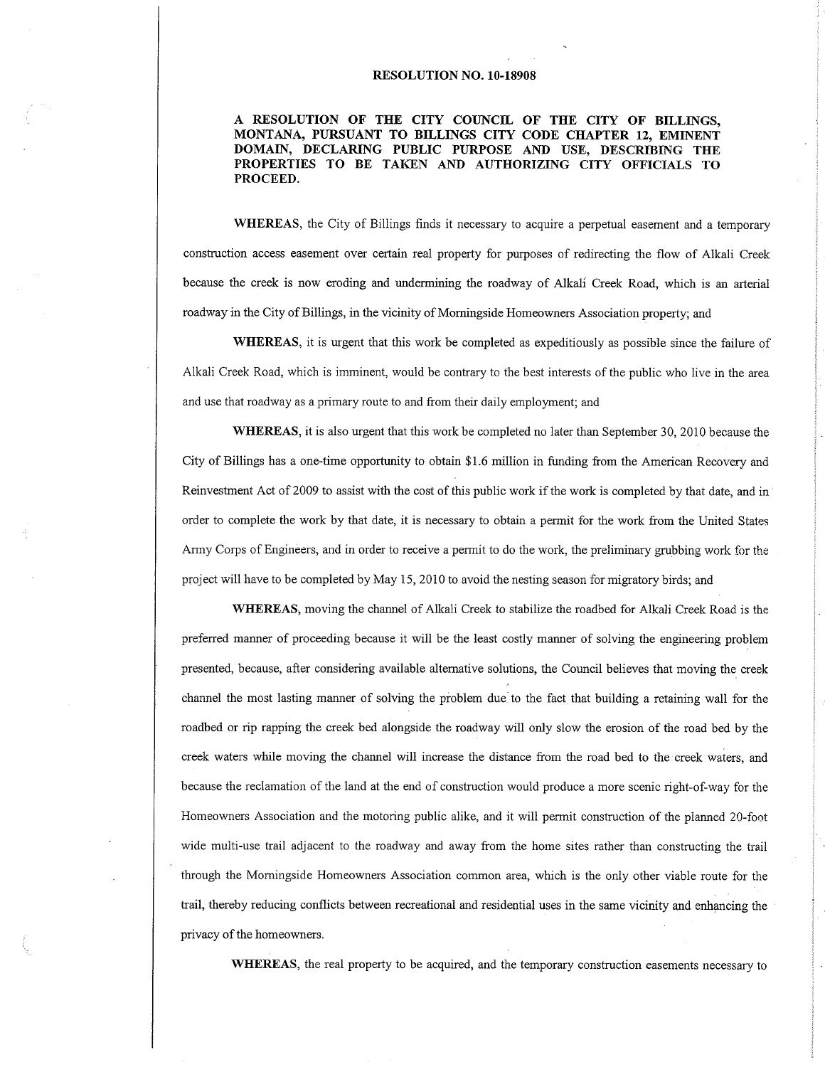**RESOLUTION NO. 10-18908**

**A RESOLUTION OF THE CITY COUNCIL OF THE CITY OF BILLINGS, MONTANA, PURSUANT TO BILLINGS CITY CODE CHAPTER 12, EMINENT DOMAIN, DECLARING PUBLIC PURPOSE AND USE, DESCRIBING THE PROPERTIES TO BE TAKEN AND AUTHORIZING CITY OFFICIALS TO PROCEED.**

**WHEREAS**, the City of Billings finds it necessary to acquire a perpetual easement and a temporary construction access easement over certain real property for purposes of redirecting the flow of Alkali Creek because the creek is now eroding and undermining the roadway of Alkali Creek Road, which is an arterial roadway in the City of Billings, in the vicinity of Morningside Homeowners Association property; and

**WHEREAS**, it is urgent that this work be completed as expeditiously as possible since the failure of Alkali Creek Road, which is imminent, would be contrary to the best interests of the public who live in the area and use that roadway as a primary route to and from their daily employment; and

**WHEREAS**, it is also urgent that this work be completed no later than September 30, 2010 because the City of Billings has a one-time opportunity to obtain $1.6 million in funding from the American Recovery and Reinvestment Act of 2009 to assist with the cost of this public work if the work is completed by that date, and in order to complete the work by that date, it is necessary to obtain a permit for the work from the United States Army Corps of Engineers, and in order to receive a permit to do the work, the preliminary grubbing work for the project will have to be completed by May 15, 2010 to avoid the nesting season for migratory birds; and

**WHEREAS**, moving the channel of Alkali Creek to stabilize the roadbed for Alkali Creek Road is the preferred manner of proceeding because it will be the least costly manner of solving the engineering problem presented, because, after considering available alternative solutions, the Council believes that moving the creek channel the most lasting manner of solving the problem due to the fact that building a retaining wall for the roadbed or rip rapping the creek bed alongside the roadway will only slow the erosion of the road bed by the creek waters while moving the channel will increase the distance from the road bed to the creek waters, and because the reclamation of the land at the end of construction would produce a more scenic right-of-way for the Homeowners Association and the motoring public alike, and it will permit construction of the planned 20-foot wide multi-use trail adjacent to the roadway and away from the home sites rather than constructing the trail through the Morningside Homeowners Association common area, which is the only other viable route for the trail, thereby reducing conflicts between recreational and residential uses in the same vicinity and enhancing the privacy of the homeowners.

**WHEREAS**, the real property to be acquired, and the temporary construction easements necessary to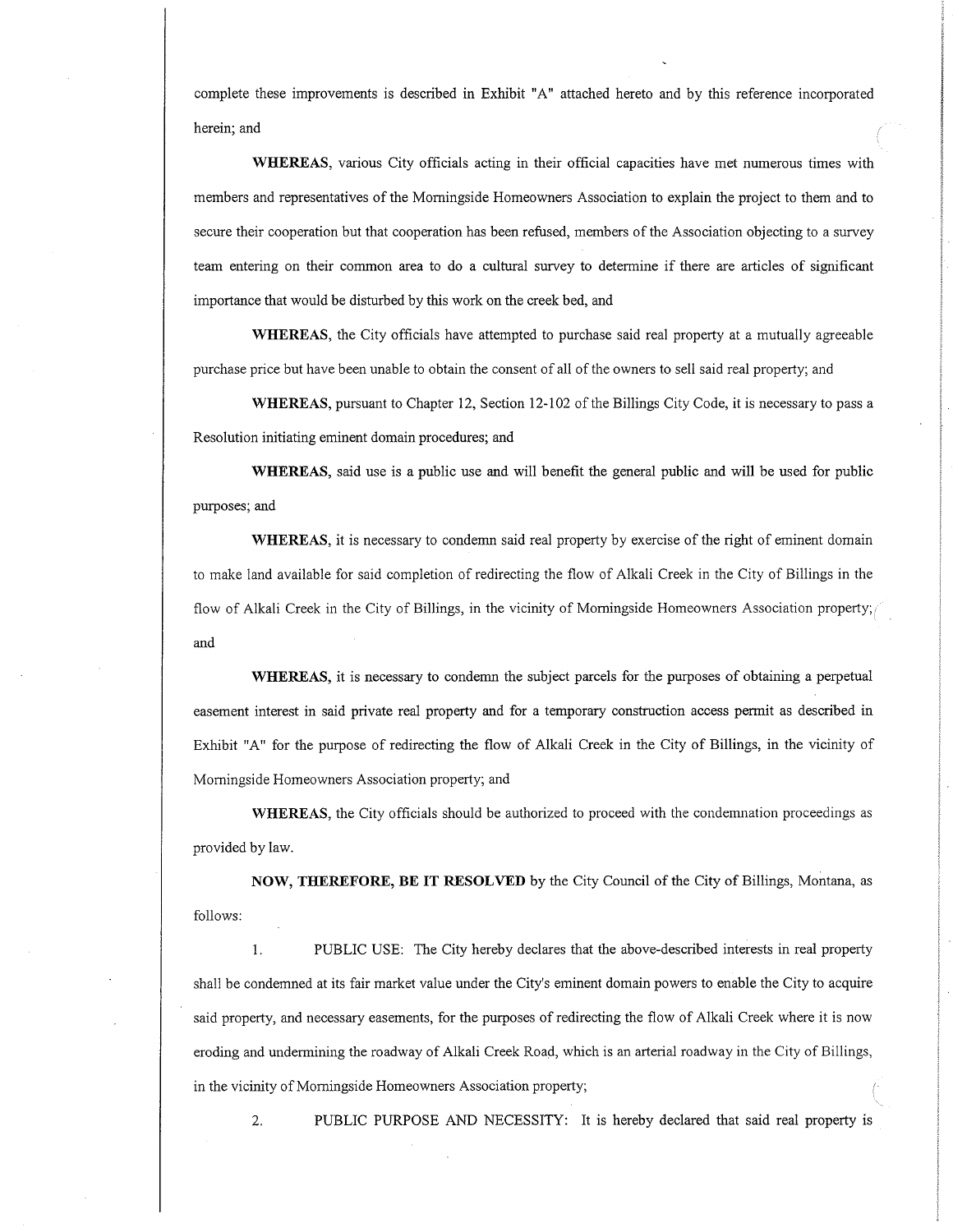complete these improvements is described in Exhibit "A" attached hereto and by this reference incorporated herein; and

**WHEREAS**, various City officials acting in their official capacities have met numerous times with members and representatives of the Morningside Homeowners Association to explain the project to them and to secure their cooperation but that cooperation has been refused, members of the Association objecting to a survey team entering on their common area to do a cultural survey to determine if there are articles of significant importance that would be disturbed by this work on the creek bed, and

**WHEREAS**, the City officials have attempted to purchase said real property at a mutually agreeable purchase price but have been unable to obtain the consent of all of the owners to sell said real property; and

**WHEREAS**, pursuant to Chapter 12, Section 12-102 of the Billings City Code, it is necessary to pass a Resolution initiating eminent domain procedures; and

**WHEREAS**, said use is a public use and will benefit the general public and will be used for public purposes; and

**WHEREAS**, it is necessary to condemn said real property by exercise of the right of eminent domain to make land available for said completion of redirecting the flow of Alkali Creek in the City of Billings in the flow of Alkali Creek in the City of Billings, in the vicinity of Morningside Homeowners Association property; and

**WHEREAS**, it is necessary to condemn the subject parcels for the purposes of obtaining a perpetual easement interest in said private real property and for a temporary construction access permit as described in Exhibit "A" for the purpose of redirecting the flow of Alkali Creek in the City of Billings, in the vicinity of Morningside Homeowners Association property; and

**WHEREAS**, the City officials should be authorized to proceed with the condemnation proceedings as provided by law.

**NOW, THEREFORE, BE IT RESOLVED** by the City Council of the City of Billings, Montana, as follows:

1. PUBLIC USE: The City hereby declares that the above-described interests in real property shall be condemned at its fair market value under the City's eminent domain powers to enable the City to acquire said property, and necessary easements, for the purposes of redirecting the flow of Alkali Creek where it is now eroding and undermining the roadway of Alkali Creek Road, which is an arterial roadway in the City of Billings, in the vicinity of Morningside Homeowners Association property;

2. PUBLIC PURPOSE AND NECESSITY: It is hereby declared that said real property is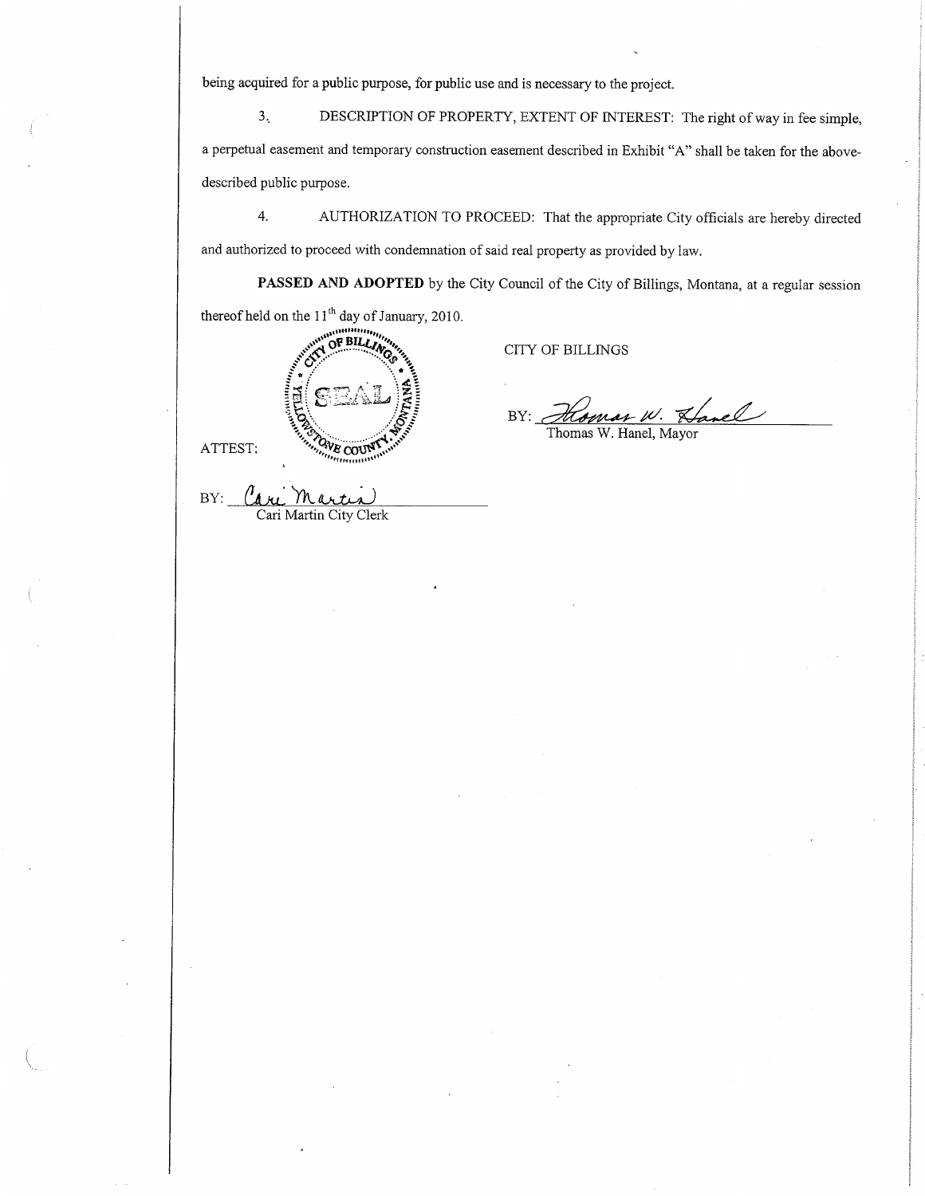being acquired for a public purpose, for public use and is necessary to the project.

3. DESCRIPTION OF PROPERTY, EXTENT OF INTEREST: The right of way in fee simple, a perpetual easement and temporary construction easement described in Exhibit "A" shall be taken for the above-described public purpose.

4. AUTHORIZATION TO PROCEED: That the appropriate City officials are hereby directed and authorized to proceed with condemnation of said real property as provided by law.

**PASSED AND ADOPTED** by the City Council of the City of Billings, Montana, at a regular session thereof held on the 11th day of January, 2010.

CITY OF BILLINGS

BY: Thomas W. Hanel
Thomas W. Hanel, Mayor

ATTEST:

BY: Cari Martin
Cari Martin City Clerk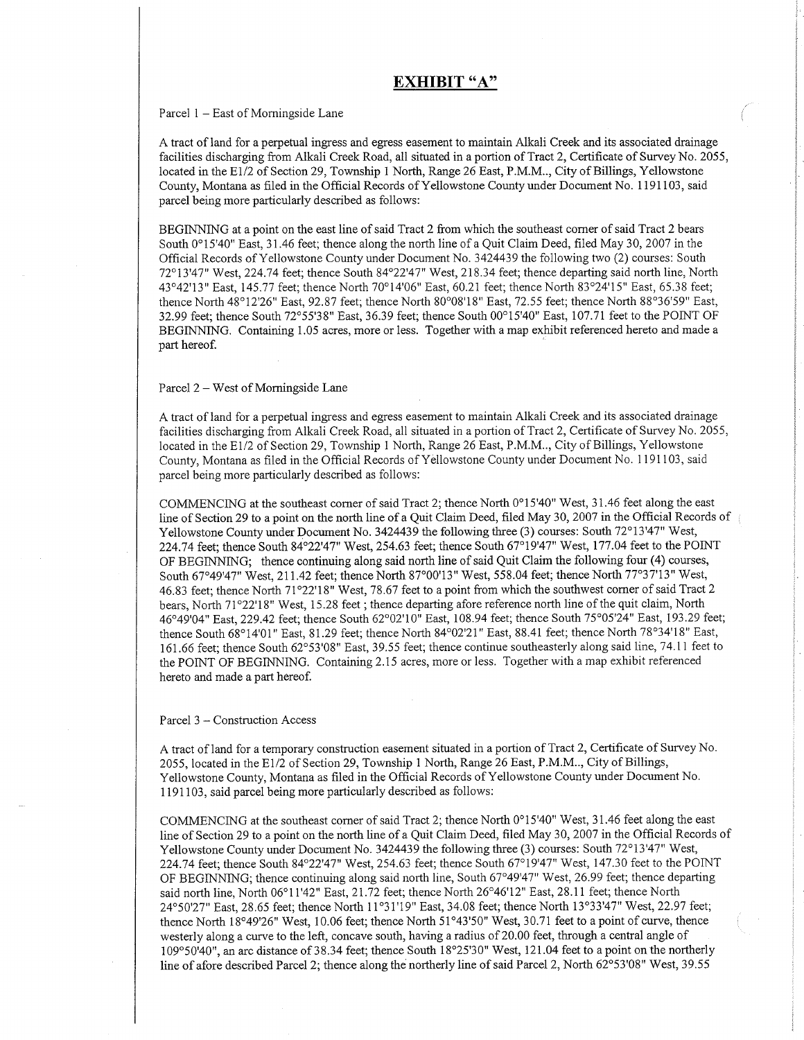## EXHIBIT "A"

Parcel 1 – East of Morningside Lane

A tract of land for a perpetual ingress and egress easement to maintain Alkali Creek and its associated drainage facilities discharging from Alkali Creek Road, all situated in a portion of Tract 2, Certificate of Survey No. 2055, located in the E1/2 of Section 29, Township 1 North, Range 26 East, P.M.M.., City of Billings, Yellowstone County, Montana as filed in the Official Records of Yellowstone County under Document No. 1191103, said parcel being more particularly described as follows:

BEGINNING at a point on the east line of said Tract 2 from which the southeast corner of said Tract 2 bears South 0°15'40" East, 31.46 feet; thence along the north line of a Quit Claim Deed, filed May 30, 2007 in the Official Records of Yellowstone County under Document No. 3424439 the following two (2) courses: South 72°13'47" West, 224.74 feet; thence South 84°22'47" West, 218.34 feet; thence departing said north line, North 43°42'13" East, 145.77 feet; thence North 70°14'06" East, 60.21 feet; thence North 83°24'15" East, 65.38 feet; thence North 48°12'26" East, 92.87 feet; thence North 80°08'18" East, 72.55 feet; thence North 88°36'59" East, 32.99 feet; thence South 72°55'38" East, 36.39 feet; thence South 00°15'40" East, 107.71 feet to the POINT OF BEGINNING. Containing 1.05 acres, more or less. Together with a map exhibit referenced hereto and made a part hereof.

Parcel 2 – West of Morningside Lane

A tract of land for a perpetual ingress and egress easement to maintain Alkali Creek and its associated drainage facilities discharging from Alkali Creek Road, all situated in a portion of Tract 2, Certificate of Survey No. 2055, located in the E1/2 of Section 29, Township 1 North, Range 26 East, P.M.M.., City of Billings, Yellowstone County, Montana as filed in the Official Records of Yellowstone County under Document No. 1191103, said parcel being more particularly described as follows:

COMMENCING at the southeast corner of said Tract 2; thence North 0°15'40" West, 31.46 feet along the east line of Section 29 to a point on the north line of a Quit Claim Deed, filed May 30, 2007 in the Official Records of Yellowstone County under Document No. 3424439 the following three (3) courses: South 72°13'47" West, 224.74 feet; thence South 84°22'47" West, 254.63 feet; thence South 67°19'47" West, 177.04 feet to the POINT OF BEGINNING; thence continuing along said north line of said Quit Claim the following four (4) courses, South 67°49'47" West, 211.42 feet; thence North 87°00'13" West, 558.04 feet; thence North 77°37'13" West, 46.83 feet; thence North 71°22'18" West, 78.67 feet to a point from which the southwest corner of said Tract 2 bears, North 71°22'18" West, 15.28 feet ; thence departing afore reference north line of the quit claim, North 46°49'04" East, 229.42 feet; thence South 62°02'10" East, 108.94 feet; thence South 75°05'24" East, 193.29 feet; thence South 68°14'01" East, 81.29 feet; thence North 84°02'21" East, 88.41 feet; thence North 78°34'18" East, 161.66 feet; thence South 62°53'08" East, 39.55 feet; thence continue southeasterly along said line, 74.11 feet to the POINT OF BEGINNING. Containing 2.15 acres, more or less. Together with a map exhibit referenced hereto and made a part hereof.

Parcel 3 – Construction Access

A tract of land for a temporary construction easement situated in a portion of Tract 2, Certificate of Survey No. 2055, located in the E1/2 of Section 29, Township 1 North, Range 26 East, P.M.M.., City of Billings, Yellowstone County, Montana as filed in the Official Records of Yellowstone County under Document No. 1191103, said parcel being more particularly described as follows:

COMMENCING at the southeast corner of said Tract 2; thence North 0°15'40" West, 31.46 feet along the east line of Section 29 to a point on the north line of a Quit Claim Deed, filed May 30, 2007 in the Official Records of Yellowstone County under Document No. 3424439 the following three (3) courses: South 72°13'47" West, 224.74 feet; thence South 84°22'47" West, 254.63 feet; thence South 67°19'47" West, 147.30 feet to the POINT OF BEGINNING; thence continuing along said north line, South 67°49'47" West, 26.99 feet; thence departing said north line, North 06°11'42" East, 21.72 feet; thence North 26°46'12" East, 28.11 feet; thence North 24°50'27" East, 28.65 feet; thence North 11°31'19" East, 34.08 feet; thence North 13°33'47" West, 22.97 feet; thence North 18°49'26" West, 10.06 feet; thence North 51°43'50" West, 30.71 feet to a point of curve, thence westerly along a curve to the left, concave south, having a radius of 20.00 feet, through a central angle of 109°50'40", an arc distance of 38.34 feet; thence South 18°25'30" West, 121.04 feet to a point on the northerly line of afore described Parcel 2; thence along the northerly line of said Parcel 2, North 62°53'08" West, 39.55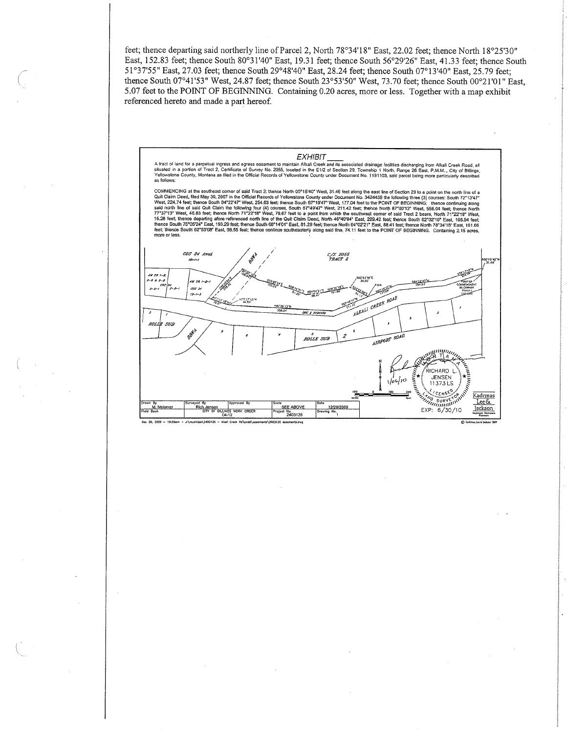feet; thence departing said northerly line of Parcel 2, North 78°34'18" East, 22.02 feet; thence North 18°25'30" East, 152.83 feet; thence South 80°31'40" East, 19.31 feet; thence South 56°29'26" East, 41.33 feet; thence South 51°37'55" East, 27.03 feet; thence South 29°48'40" East, 28.24 feet; thence South 07°13'40" East, 25.79 feet; thence South 07°41'53" West, 24.87 feet; thence South 23°53'50" West, 73.70 feet; thence South 00°21'01" East, 5.07 feet to the POINT OF BEGINNING. Containing 0.20 acres, more or less. Together with a map exhibit referenced hereto and made a part hereof.

## EXHIBIT ____

A tract of land for a perpetual ingress and egress easement to maintain Alkali Creek and its associated drainage facilities discharging from Alkali Creek Road, all situated in a portion of Tract 2, Certificate of Survey No. 2055, located in the E1/2 of Section 29, Township 1 North, Range 26 East, P.M.M., City of Billings, Yellowstone County, Montana as filed in the Official Records of Yellowstone County under Document No. 1191103, said parcel being more particularly described as follows:

COMMENCING at the southeast corner of said Tract 2; thence North 00°15'40" West, 31.46 feet along the east line of Section 29 to a point on the north line of a Quit Claim Deed, filed May 30, 2007 in the Official Records of Yellowstone County under Document No. 3424439 the following three (3) courses: South 72°13'47" West, 224.74 feet; thence South 84°22'47" West, 254.63 feet; thence South 87°19'47" West, 177.04 feet to the POINT OF BEGINNING; thence continuing along said north line of said Quit Claim the following four (4) courses, South 87°49'47" West, 211.42 feet; thence North 87°00'13" West, 558.04 feet; thence North 77°37'13" West, 46.83 feet; thence North 71°22'18" West, 78.67 feet to a point from which the southwest corner of said Tract 2 bears, North 71°22'18" West, 15.28 feet; thence departing afore-referenced north line of the Quit Claim Deed, North 46°49'04" East, 229.42 feet; thence South 62°02'10" East, 108.84 feet; thence South 75°05'24" East, 193.29 feet; thence South 68°14'01" East, 81.29 feet; thence North 84°02'21" East, 88.41 feet; thence North 78°34'18" East, 161.66 feet; thence South 62°53'08" East, 39.55 feet; thence continue southeasterly along said line, 74.11 feet to the POINT OF BEGINNING. Containing 2.15 acres, more or less.

COS 34 Amd
C/S 2055 TRACT 2
BBWA
ALKALI CREEK ROAD
AIRPORT ROAD
ROLLE SUB
DOC # 3424439
POINT OF COMMENCEMENT
P.O.B.

RICHARD L. JENSEN 11373 LS
1/06/10

| Drawn By | Surveyed By | Approved By | Scale | Date |
|---|---|---|---|---|
| M. Meismer | Rich Jensen | | SEE ABOVE | 12/29/2009 |
| Field Book | CITY OF BILLINGS WORK ORDER 04-12 | | Project No. 2403126 | Drawing No. 1 |

EXP: 6/30/10

Kadrmas Lee & Jackson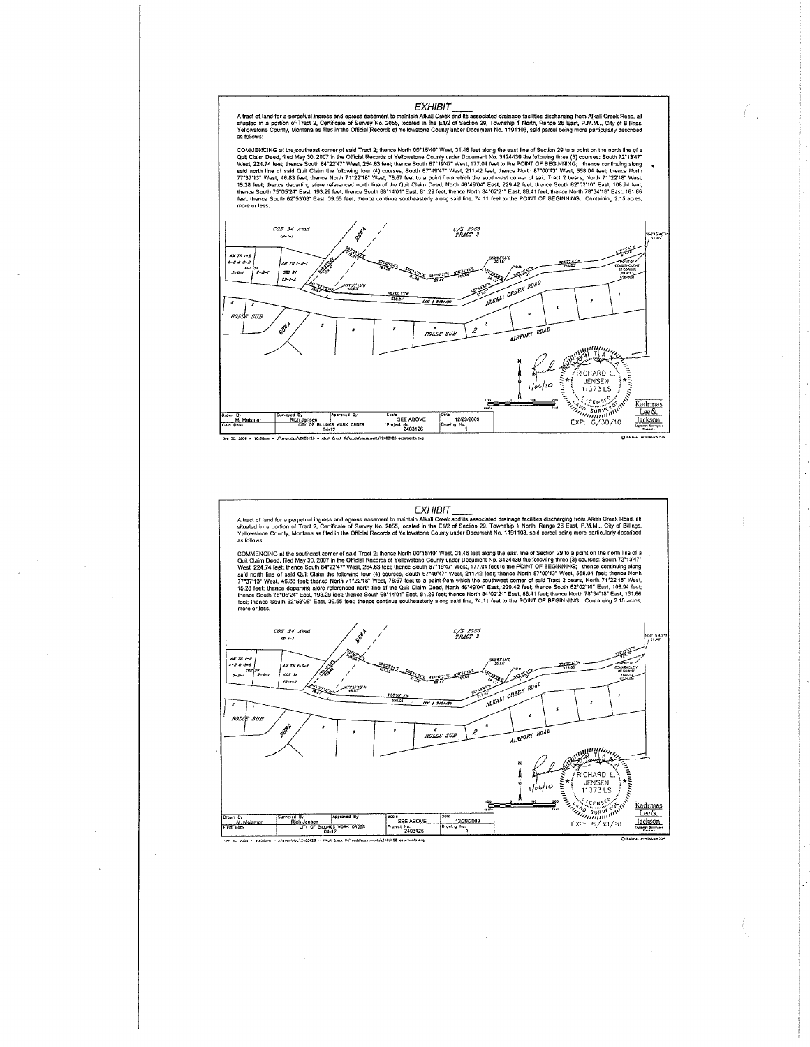## EXHIBIT ____

A tract of land for a perpetual ingress and egress easement to maintain Alkali Creek and its associated drainage facilities discharging from Alkali Creek Road, all situated in a portion of Tract 2, Certificate of Survey No. 2055, located in the E1/2 of Section 29, Township 1 North, Range 26 East, P.M.M., City of Billings, Yellowstone County, Montana as filed in the Official Records of Yellowstone County under Document No. 1191103, said parcel being more particularly described as follows:

COMMENCING at the southeast corner of said Tract 2; thence North 00°15'40" West, 31.46 feet along the east line of Section 29 to a point on the north line of a Quit Claim Deed, filed May 30, 2007 in the Official Records of Yellowstone County under Document No. 3424439 the following three (3) courses: South 72°13'47" West, 224.74 feet; thence South 84°22'47" West, 254.63 feet; thence South 67°19'47" West, 177.04 feet to the POINT OF BEGINNING; thence continuing along said north line of said Quit Claim the following four (4) courses, South 67°49'47" West, 211.42 feet; thence North 87°00'13" West, 558.04 feet; thence North 77°37'13" West, 46.83 feet; thence North 71°22'18" West, 78.67 feet to a point from which the southwest corner of said Tract 2 bears, North 71°22'18" West, 15.28 feet; thence departing afore referenced north line of the Quit Claim Deed, North 46°49'04" East, 229.42 feet; thence South 62°02'10" East, 108.04 feet; thence South 75°05'24" East, 193.29 feet; thence South 68°14'01" East, 81.29 feet; thence North 84°02'21" East, 88.41 feet; thence North 78°34'18" East, 161.66 feet; thence South 62°53'08" East, 39.55 feet; thence continue southeasterly along said line, 74.11 feet to the POINT OF BEGINNING. Containing 2.15 acres, more or less.

COS 34 Amd

C/S 2055
TRACT 2

ALKALI CREEK ROAD

AIRPORT ROAD

ROLLE SUB

BBWA

POINT OF COMMENCEMENT SE CORNER TRACT 2

N00°15'40"W 31.46'

RICHARD L. JENSEN 11373 LS
LICENSED LAND SURVEYOR
EXP: 6/30/10
1/06/10

| Drawn By | Surveyed By | Approved By | Scale | Date |
|---|---|---|---|---|
| M. Meismer | Rich Jensen | | SEE ABOVE | 12/29/2009 |
| Field Book | CITY OF BILLINGS WORK ORDER 04-12 | | Project No. 2403126 | Drawing No. 1 |

Kadrmas Lee & Jackson

## EXHIBIT ____

A tract of land for a perpetual ingress and egress easement to maintain Alkali Creek and its associated drainage facilities discharging from Alkali Creek Road, all situated in a portion of Tract 2, Certificate of Survey No. 2055, located in the E1/2 of Section 29, Township 1 North, Range 26 East, P.M.M., City of Billings, Yellowstone County, Montana as filed in the Official Records of Yellowstone County under Document No. 1191103, said parcel being more particularly described as follows:

COMMENCING at the southeast corner of said Tract 2; thence North 00°15'40" West, 31.46 feet along the east line of Section 29 to a point on the north line of a Quit Claim Deed, filed May 30, 2007 in the Official Records of Yellowstone County under Document No. 3424439 the following three (3) courses: South 72°13'47" West, 224.74 feet; thence South 84°22'47" West, 254.63 feet; thence South 67°19'47" West, 177.04 feet to the POINT OF BEGINNING; thence continuing along said north line of said Quit Claim the following four (4) courses, South 67°49'47" West, 211.42 feet; thence North 87°00'13" West, 558.04 feet; thence North 77°37'13" West, 46.83 feet; thence North 71°22'18" West, 78.67 feet to a point from which the southwest corner of said Tract 2 bears, North 71°22'18" West, 15.28 feet; thence departing afore referenced north line of the Quit Claim Deed, North 46°49'04" East, 229.42 feet; thence South 62°02'10" East, 108.04 feet; thence South 75°05'24" East, 193.29 feet; thence South 68°14'01" East, 81.29 feet; thence North 84°02'21" East, 88.41 feet; thence North 78°34'18" East, 161.66 feet; thence South 62°53'08" East, 39.55 feet; thence continue southeasterly along said line, 74.11 feet to the POINT OF BEGINNING. Containing 2.15 acres, more or less.

COS 34 Amd

C/S 2055
TRACT 2

ALKALI CREEK ROAD

AIRPORT ROAD

ROLLE SUB

BBWA

POINT OF COMMENCEMENT SE CORNER TRACT 2

N00°15'40"W 31.46'

RICHARD L. JENSEN 11373 LS
LICENSED LAND SURVEYOR
EXP: 6/30/10
1/06/10

| Drawn By | Surveyed By | Approved By | Scale | Date |
|---|---|---|---|---|
| M. Meismer | Rich Jensen | | SEE ABOVE | 12/29/2009 |
| Field Book | CITY OF BILLINGS WORK ORDER 04-12 | | Project No. 2403126 | Drawing No. 1 |

Kadrmas Lee & Jackson